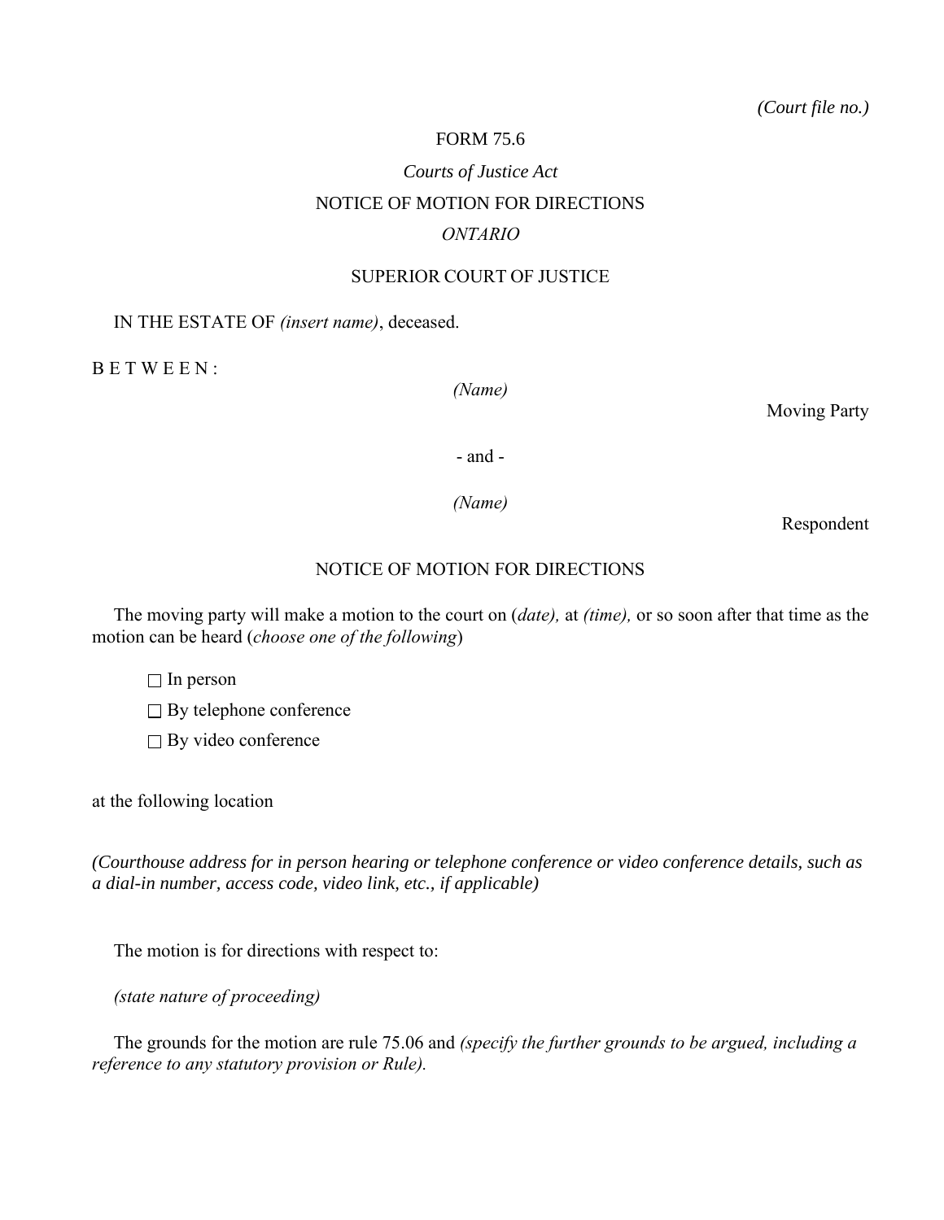*(Court file no.)*

FORM 75.6

*Courts of Justice Act*

NOTICE OF MOTION FOR DIRECTIONS

*ONTARIO*

SUPERIOR COURT OF JUSTICE

IN THE ESTATE OF *(insert name)*, deceased.

B E T W E E N :

*(Name)*

Moving Party

- and -

*(Name)*

Respondent

NOTICE OF MOTION FOR DIRECTIONS

The moving party will make a motion to the court on (*date),* at *(time),* or so soon after that time as the motion can be heard (*choose one of the following*)

☐ In person

☐ By telephone conference

☐ By video conference

at the following location

*(Courthouse address for in person hearing or telephone conference or video conference details, such as a dial-in number, access code, video link, etc., if applicable)*

The motion is for directions with respect to:

*(state nature of proceeding)*

The grounds for the motion are rule 75.06 and *(specify the further grounds to be argued, including a reference to any statutory provision or Rule).*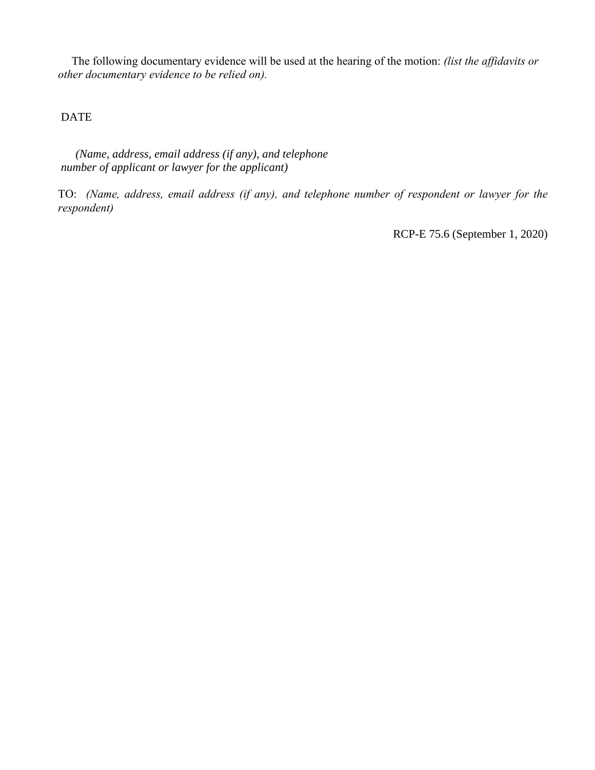The following documentary evidence will be used at the hearing of the motion: *(list the affidavits or other documentary evidence to be relied on).*

DATE

*(Name, address, email address (if any), and telephone number of applicant or lawyer for the applicant)*

TO: *(Name, address, email address (if any), and telephone number of respondent or lawyer for the respondent)*

RCP-E 75.6 (September 1, 2020)